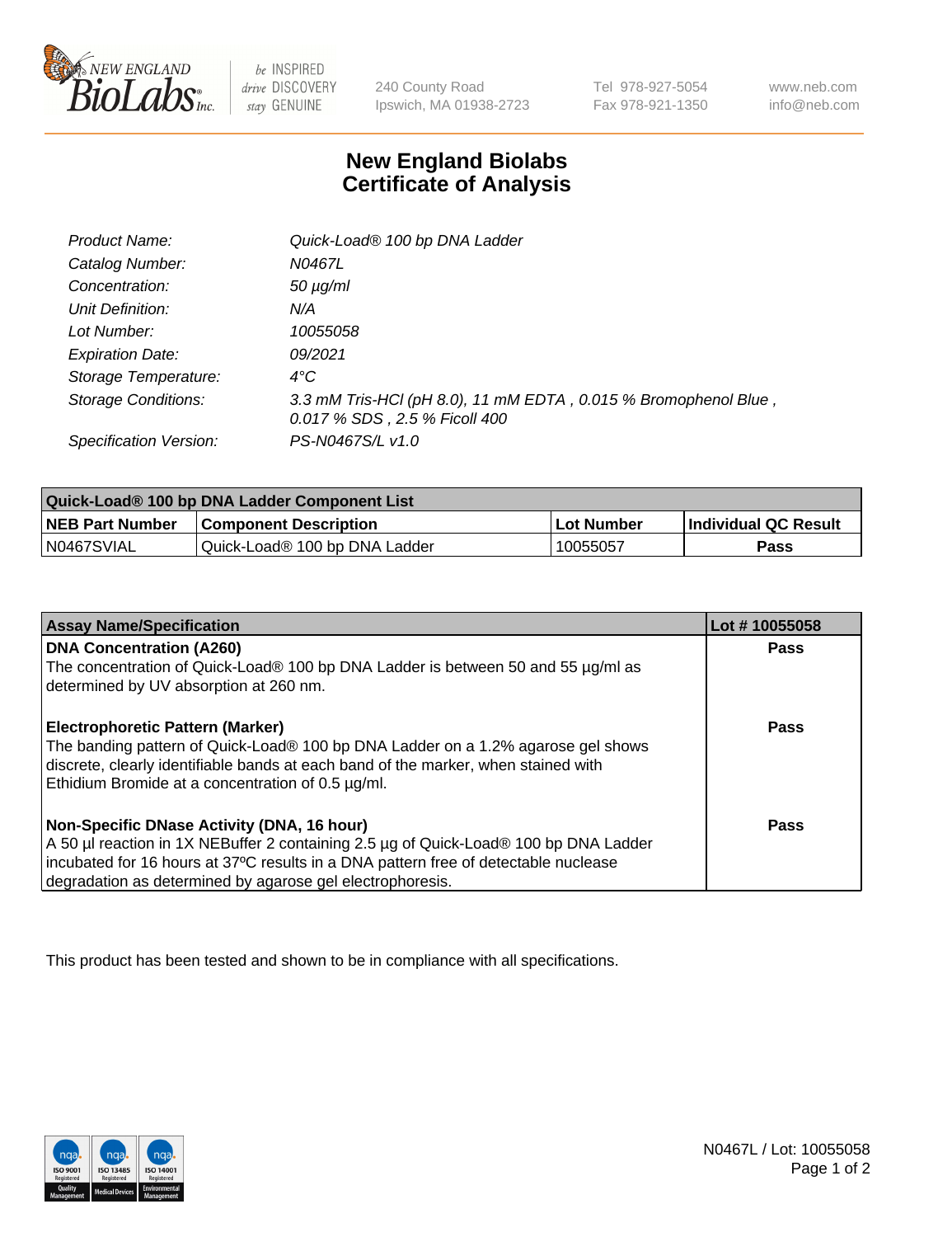# New England Biolabs Certificate of Analysis

| | |
|---|---|
| *Product Name:* | *Quick-Load® 100 bp DNA Ladder* |
| *Catalog Number:* | *N0467L* |
| *Concentration:* | *50 µg/ml* |
| *Unit Definition:* | *N/A* |
| *Lot Number:* | *10055058* |
| *Expiration Date:* | *09/2021* |
| *Storage Temperature:* | *4°C* |
| *Storage Conditions:* | *3.3 mM Tris-HCl (pH 8.0), 11 mM EDTA , 0.015 % Bromophenol Blue , 0.017 % SDS , 2.5 % Ficoll 400* |
| *Specification Version:* | *PS-N0467S/L v1.0* |

| Quick-Load® 100 bp DNA Ladder Component List | | | |
|---|---|---|---|
| **NEB Part Number** | **Component Description** | **Lot Number** | **Individual QC Result** |
| N0467SVIAL | Quick-Load® 100 bp DNA Ladder | 10055057 | **Pass** |

| Assay Name/Specification | Lot # 10055058 |
|---|---|
| **DNA Concentration (A260)**<br>The concentration of Quick-Load® 100 bp DNA Ladder is between 50 and 55 µg/ml as determined by UV absorption at 260 nm. | **Pass** |
| **Electrophoretic Pattern (Marker)**<br>The banding pattern of Quick-Load® 100 bp DNA Ladder on a 1.2% agarose gel shows discrete, clearly identifiable bands at each band of the marker, when stained with Ethidium Bromide at a concentration of 0.5 µg/ml. | **Pass** |
| **Non-Specific DNase Activity (DNA, 16 hour)**<br>A 50 µl reaction in 1X NEBuffer 2 containing 2.5 µg of Quick-Load® 100 bp DNA Ladder incubated for 16 hours at 37ºC results in a DNA pattern free of detectable nuclease degradation as determined by agarose gel electrophoresis. | **Pass** |

This product has been tested and shown to be in compliance with all specifications.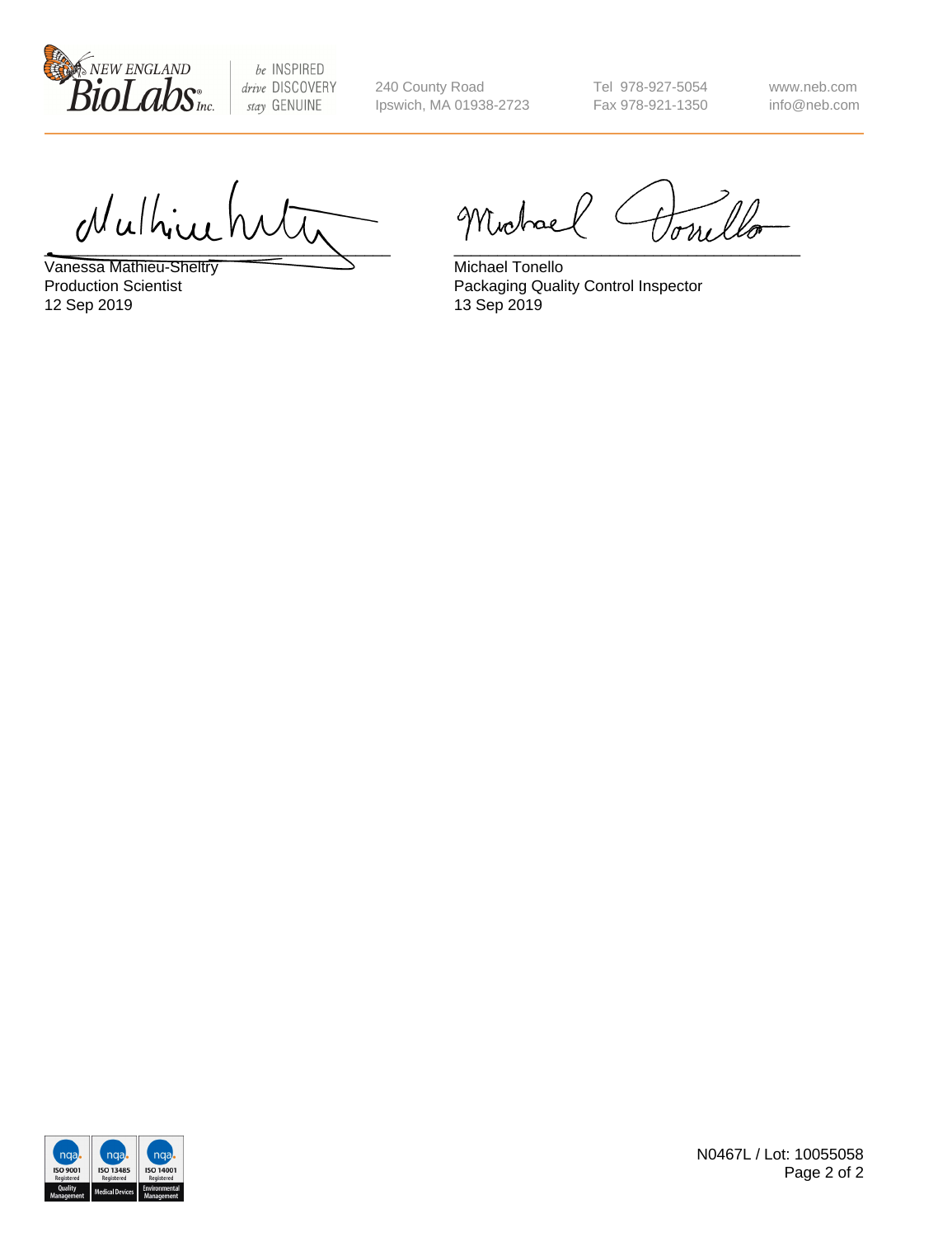Vanessa Mathieu-Sheltry
Production Scientist
12 Sep 2019

Michael Tonello
Packaging Quality Control Inspector
13 Sep 2019